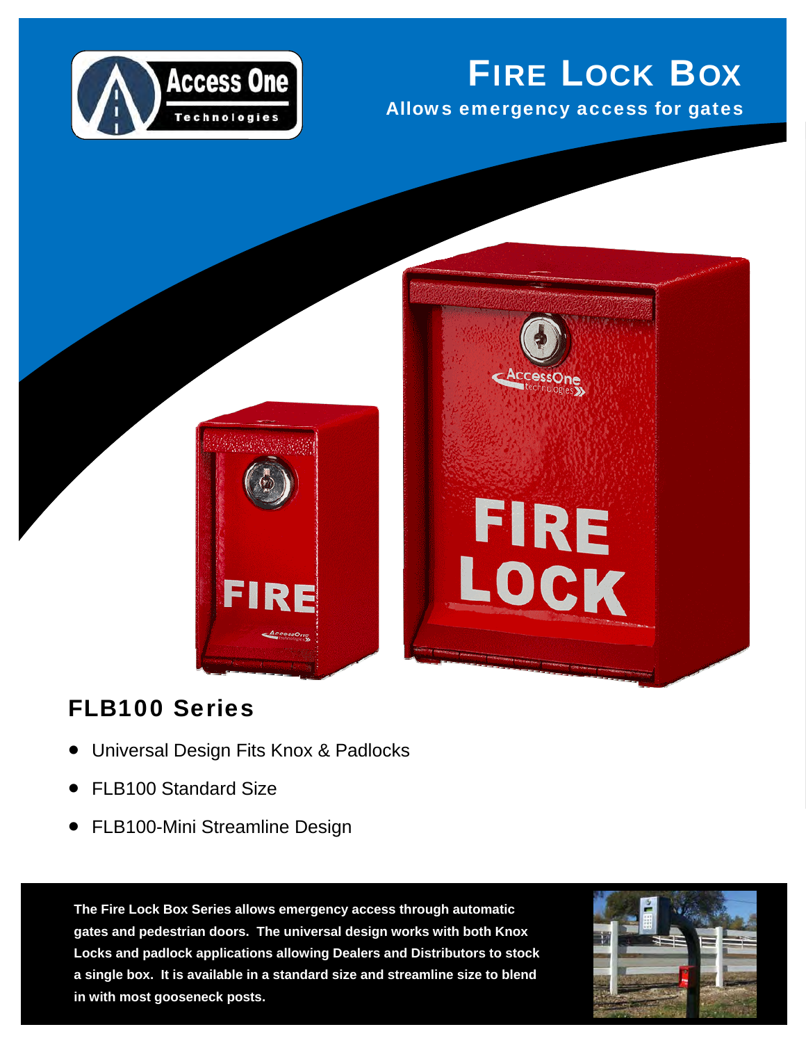# Fire Lock Box

**Allows emergency access for gates**

## FLB100 Series

- Universal Design Fits Knox & Padlocks
- FLB100 Standard Size
- FLB100-Mini Streamline Design

**The Fire Lock Box Series allows emergency access through automatic gates and pedestrian doors. The universal design works with both Knox Locks and padlock applications allowing Dealers and Distributors to stock a single box. It is available in a standard size and streamline size to blend in with most gooseneck posts.**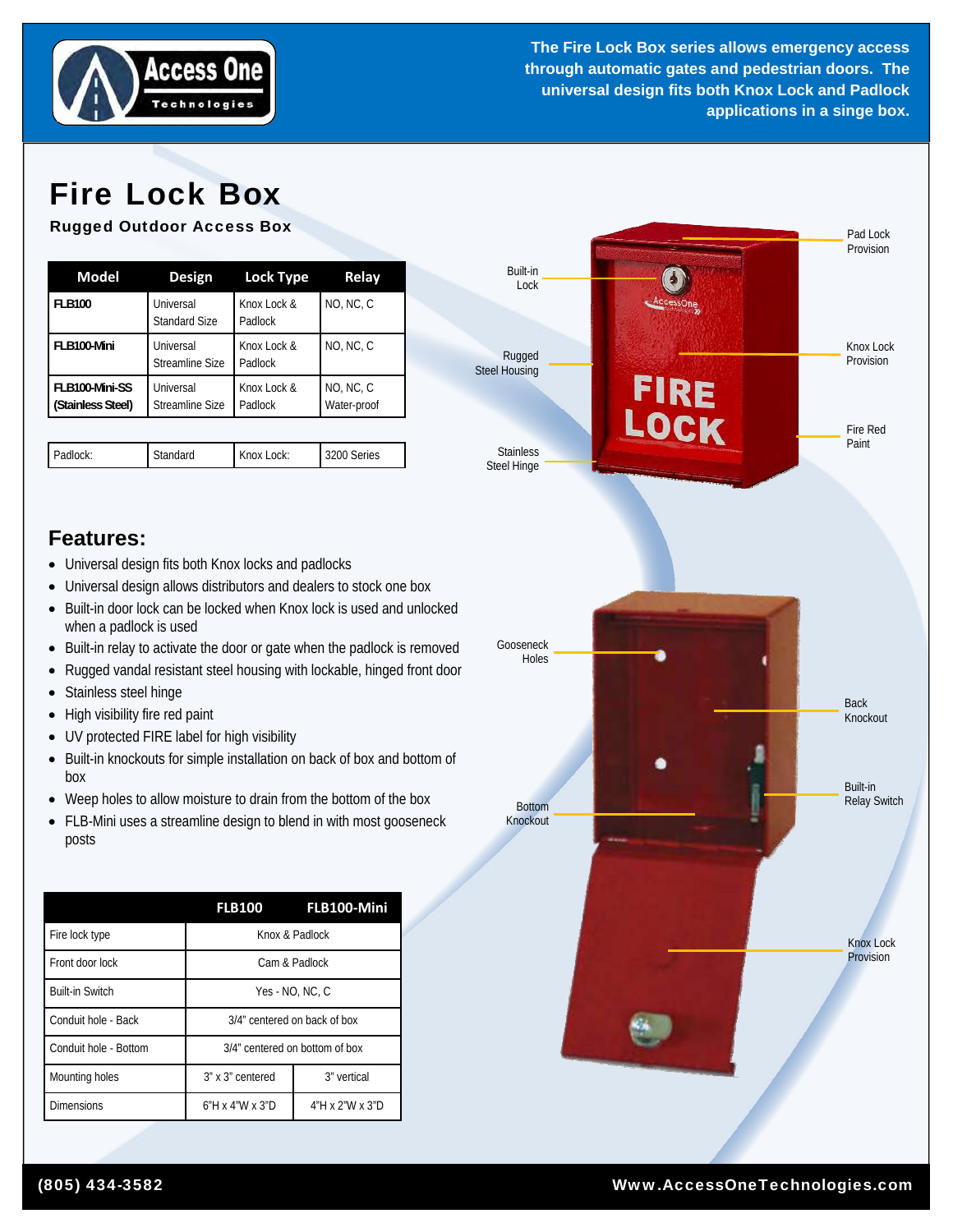The Fire Lock Box series allows emergency access through automatic gates and pedestrian doors. The universal design fits both Knox Lock and Padlock applications in a singe box.

# Fire Lock Box

**Rugged Outdoor Access Box**

| Model | Design | Lock Type | Relay |
|---|---|---|---|
| **FLB100** | Universal Standard Size | Knox Lock & Padlock | NO, NC, C |
| **FLB100-Mini** | Universal Streamline Size | Knox Lock & Padlock | NO, NC, C |
| **FLB100-Mini-SS (Stainless Steel)** | Universal Streamline Size | Knox Lock & Padlock | NO, NC, C Water-proof |

| | | | |
|---|---|---|---|
| Padlock: | Standard | Knox Lock: | 3200 Series |

Pad Lock Provision

Built-in Lock

Knox Lock Provision

Rugged Steel Housing

Fire Red Paint

Stainless Steel Hinge

Gooseneck Holes

Back Knockout

Built-in Relay Switch

Bottom Knockout

Knox Lock Provision

## Features:

- Universal design fits both Knox locks and padlocks
- Universal design allows distributors and dealers to stock one box
- Built-in door lock can be locked when Knox lock is used and unlocked when a padlock is used
- Built-in relay to activate the door or gate when the padlock is removed
- Rugged vandal resistant steel housing with lockable, hinged front door
- Stainless steel hinge
- High visibility fire red paint
- UV protected FIRE label for high visibility
- Built-in knockouts for simple installation on back of box and bottom of box
- Weep holes to allow moisture to drain from the bottom of the box
- FLB-Mini uses a streamline design to blend in with most gooseneck posts

| | FLB100 | FLB100-Mini |
|---|---|---|
| Fire lock type | Knox & Padlock | |
| Front door lock | Cam & Padlock | |
| Built-in Switch | Yes - NO, NC, C | |
| Conduit hole - Back | 3/4" centered on back of box | |
| Conduit hole - Bottom | 3/4" centered on bottom of box | |
| Mounting holes | 3" x 3" centered | 3" vertical |
| Dimensions | 6"H x 4"W x 3"D | 4"H x 2"W x 3"D |

(805) 434-3582

Www.AccessOneTechnologies.com